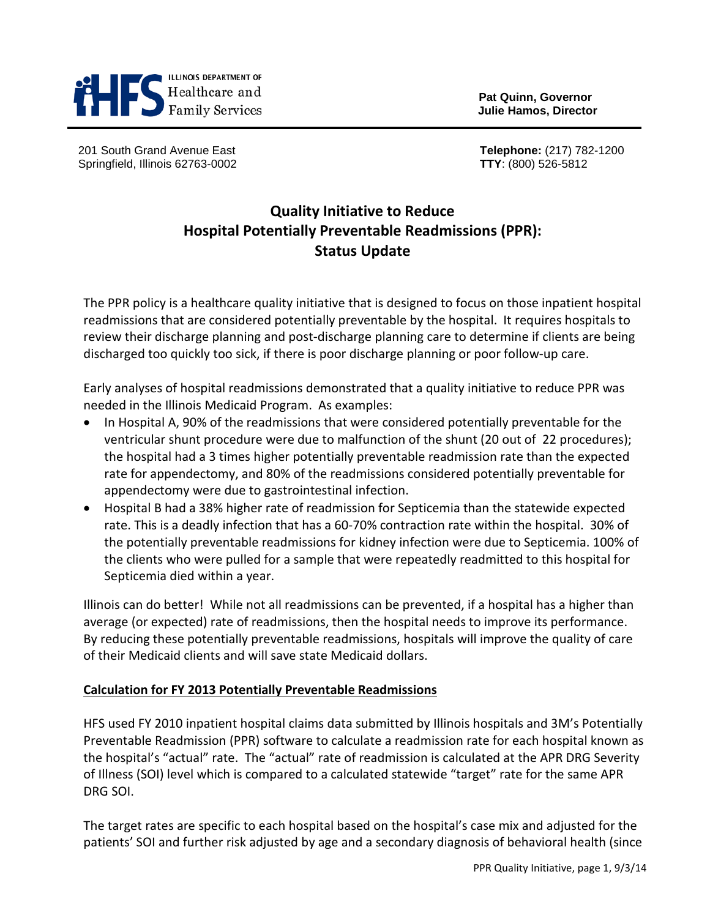ILLINOIS DEPARTMENT OF
Healthcare and
Family Services

**Pat Quinn, Governor**
**Julie Hamos, Director**

201 South Grand Avenue East
Springfield, Illinois 62763-0002

**Telephone:** (217) 782-1200
**TTY**: (800) 526-5812

# Quality Initiative to Reduce Hospital Potentially Preventable Readmissions (PPR): Status Update

The PPR policy is a healthcare quality initiative that is designed to focus on those inpatient hospital readmissions that are considered potentially preventable by the hospital. It requires hospitals to review their discharge planning and post-discharge planning care to determine if clients are being discharged too quickly too sick, if there is poor discharge planning or poor follow-up care.

Early analyses of hospital readmissions demonstrated that a quality initiative to reduce PPR was needed in the Illinois Medicaid Program. As examples:

- In Hospital A, 90% of the readmissions that were considered potentially preventable for the ventricular shunt procedure were due to malfunction of the shunt (20 out of 22 procedures); the hospital had a 3 times higher potentially preventable readmission rate than the expected rate for appendectomy, and 80% of the readmissions considered potentially preventable for appendectomy were due to gastrointestinal infection.
- Hospital B had a 38% higher rate of readmission for Septicemia than the statewide expected rate. This is a deadly infection that has a 60-70% contraction rate within the hospital. 30% of the potentially preventable readmissions for kidney infection were due to Septicemia. 100% of the clients who were pulled for a sample that were repeatedly readmitted to this hospital for Septicemia died within a year.

Illinois can do better! While not all readmissions can be prevented, if a hospital has a higher than average (or expected) rate of readmissions, then the hospital needs to improve its performance. By reducing these potentially preventable readmissions, hospitals will improve the quality of care of their Medicaid clients and will save state Medicaid dollars.

## Calculation for FY 2013 Potentially Preventable Readmissions

HFS used FY 2010 inpatient hospital claims data submitted by Illinois hospitals and 3M's Potentially Preventable Readmission (PPR) software to calculate a readmission rate for each hospital known as the hospital's "actual" rate. The "actual" rate of readmission is calculated at the APR DRG Severity of Illness (SOI) level which is compared to a calculated statewide "target" rate for the same APR DRG SOI.

The target rates are specific to each hospital based on the hospital's case mix and adjusted for the patients' SOI and further risk adjusted by age and a secondary diagnosis of behavioral health (since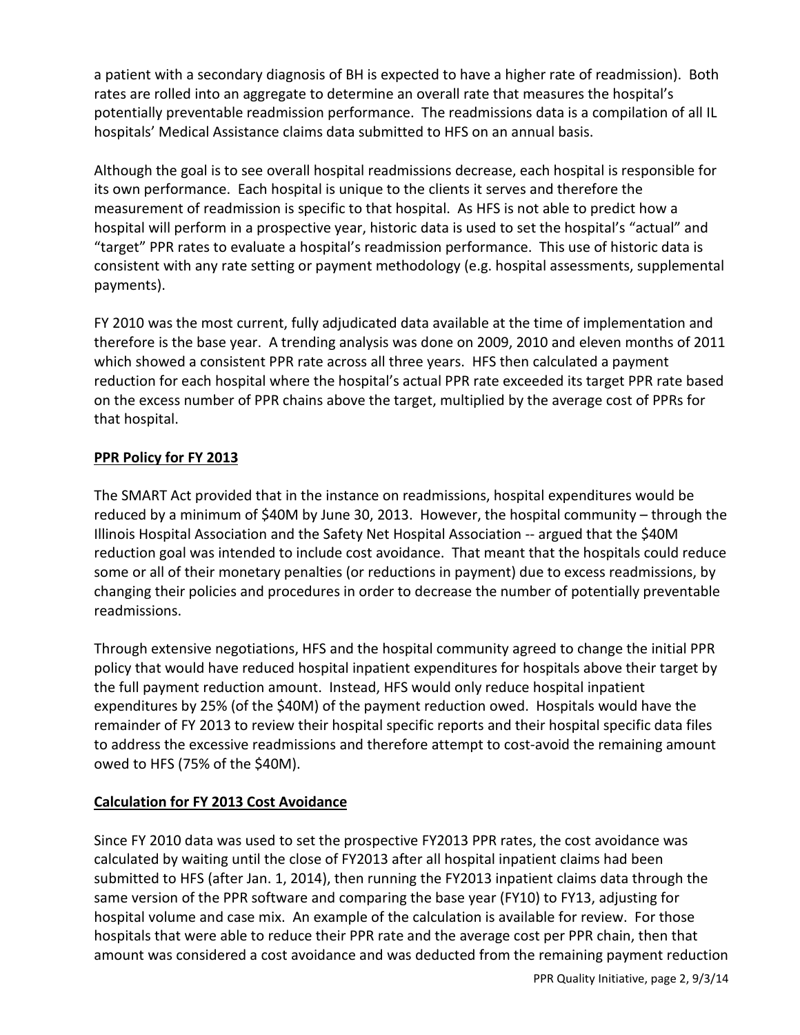a patient with a secondary diagnosis of BH is expected to have a higher rate of readmission). Both rates are rolled into an aggregate to determine an overall rate that measures the hospital's potentially preventable readmission performance. The readmissions data is a compilation of all IL hospitals' Medical Assistance claims data submitted to HFS on an annual basis.

Although the goal is to see overall hospital readmissions decrease, each hospital is responsible for its own performance. Each hospital is unique to the clients it serves and therefore the measurement of readmission is specific to that hospital. As HFS is not able to predict how a hospital will perform in a prospective year, historic data is used to set the hospital's "actual" and "target" PPR rates to evaluate a hospital's readmission performance. This use of historic data is consistent with any rate setting or payment methodology (e.g. hospital assessments, supplemental payments).

FY 2010 was the most current, fully adjudicated data available at the time of implementation and therefore is the base year. A trending analysis was done on 2009, 2010 and eleven months of 2011 which showed a consistent PPR rate across all three years. HFS then calculated a payment reduction for each hospital where the hospital's actual PPR rate exceeded its target PPR rate based on the excess number of PPR chains above the target, multiplied by the average cost of PPRs for that hospital.

**PPR Policy for FY 2013**

The SMART Act provided that in the instance on readmissions, hospital expenditures would be reduced by a minimum of $40M by June 30, 2013. However, the hospital community – through the Illinois Hospital Association and the Safety Net Hospital Association -- argued that the $40M reduction goal was intended to include cost avoidance. That meant that the hospitals could reduce some or all of their monetary penalties (or reductions in payment) due to excess readmissions, by changing their policies and procedures in order to decrease the number of potentially preventable readmissions.

Through extensive negotiations, HFS and the hospital community agreed to change the initial PPR policy that would have reduced hospital inpatient expenditures for hospitals above their target by the full payment reduction amount. Instead, HFS would only reduce hospital inpatient expenditures by 25% (of the $40M) of the payment reduction owed. Hospitals would have the remainder of FY 2013 to review their hospital specific reports and their hospital specific data files to address the excessive readmissions and therefore attempt to cost-avoid the remaining amount owed to HFS (75% of the $40M).

**Calculation for FY 2013 Cost Avoidance**

Since FY 2010 data was used to set the prospective FY2013 PPR rates, the cost avoidance was calculated by waiting until the close of FY2013 after all hospital inpatient claims had been submitted to HFS (after Jan. 1, 2014), then running the FY2013 inpatient claims data through the same version of the PPR software and comparing the base year (FY10) to FY13, adjusting for hospital volume and case mix. An example of the calculation is available for review. For those hospitals that were able to reduce their PPR rate and the average cost per PPR chain, then that amount was considered a cost avoidance and was deducted from the remaining payment reduction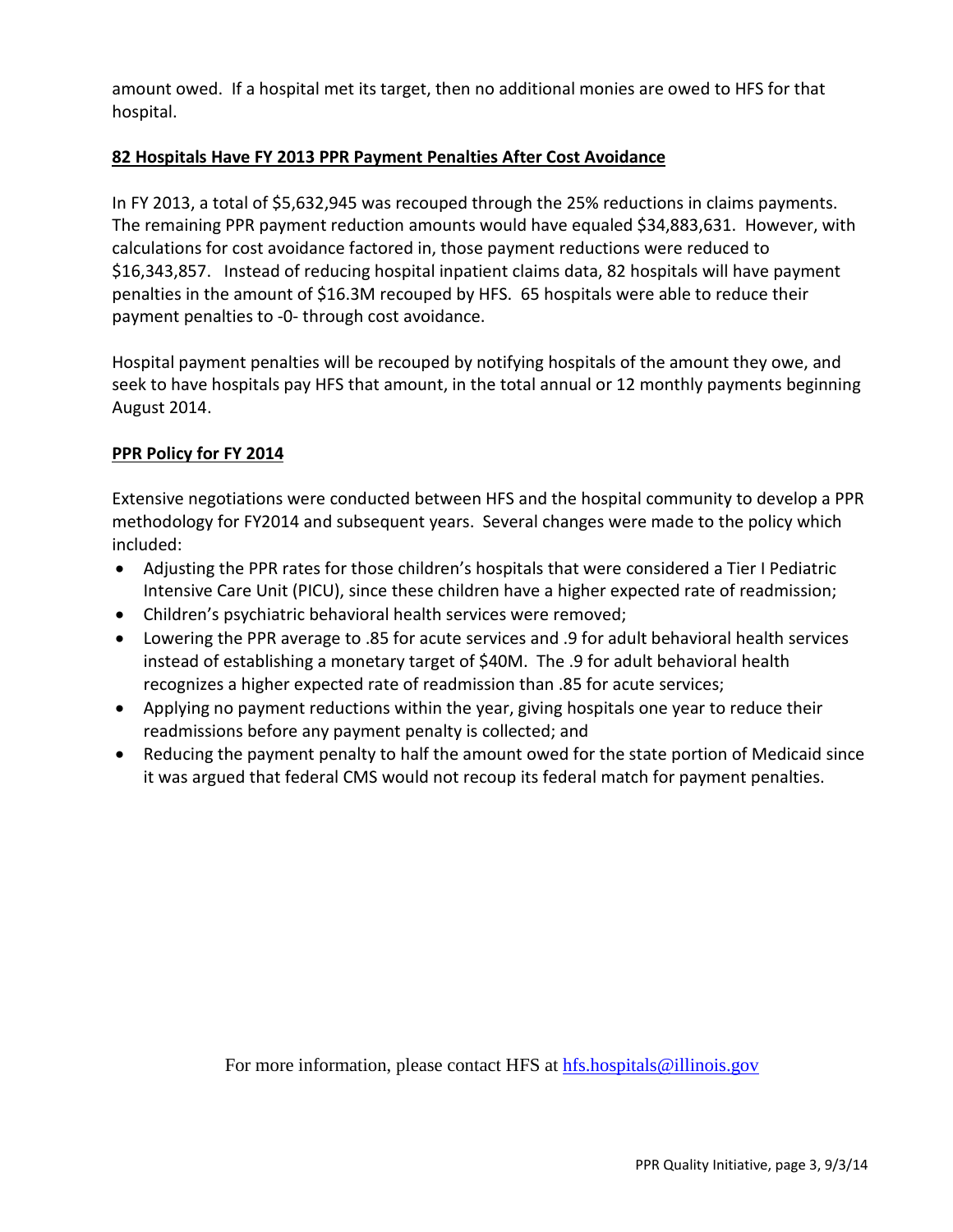amount owed. If a hospital met its target, then no additional monies are owed to HFS for that hospital.

## 82 Hospitals Have FY 2013 PPR Payment Penalties After Cost Avoidance

In FY 2013, a total of $5,632,945 was recouped through the 25% reductions in claims payments. The remaining PPR payment reduction amounts would have equaled $34,883,631. However, with calculations for cost avoidance factored in, those payment reductions were reduced to $16,343,857. Instead of reducing hospital inpatient claims data, 82 hospitals will have payment penalties in the amount of $16.3M recouped by HFS. 65 hospitals were able to reduce their payment penalties to -0- through cost avoidance.

Hospital payment penalties will be recouped by notifying hospitals of the amount they owe, and seek to have hospitals pay HFS that amount, in the total annual or 12 monthly payments beginning August 2014.

## PPR Policy for FY 2014

Extensive negotiations were conducted between HFS and the hospital community to develop a PPR methodology for FY2014 and subsequent years. Several changes were made to the policy which included:

- Adjusting the PPR rates for those children's hospitals that were considered a Tier I Pediatric Intensive Care Unit (PICU), since these children have a higher expected rate of readmission;
- Children's psychiatric behavioral health services were removed;
- Lowering the PPR average to .85 for acute services and .9 for adult behavioral health services instead of establishing a monetary target of $40M. The .9 for adult behavioral health recognizes a higher expected rate of readmission than .85 for acute services;
- Applying no payment reductions within the year, giving hospitals one year to reduce their readmissions before any payment penalty is collected; and
- Reducing the payment penalty to half the amount owed for the state portion of Medicaid since it was argued that federal CMS would not recoup its federal match for payment penalties.

For more information, please contact HFS at hfs.hospitals@illinois.gov